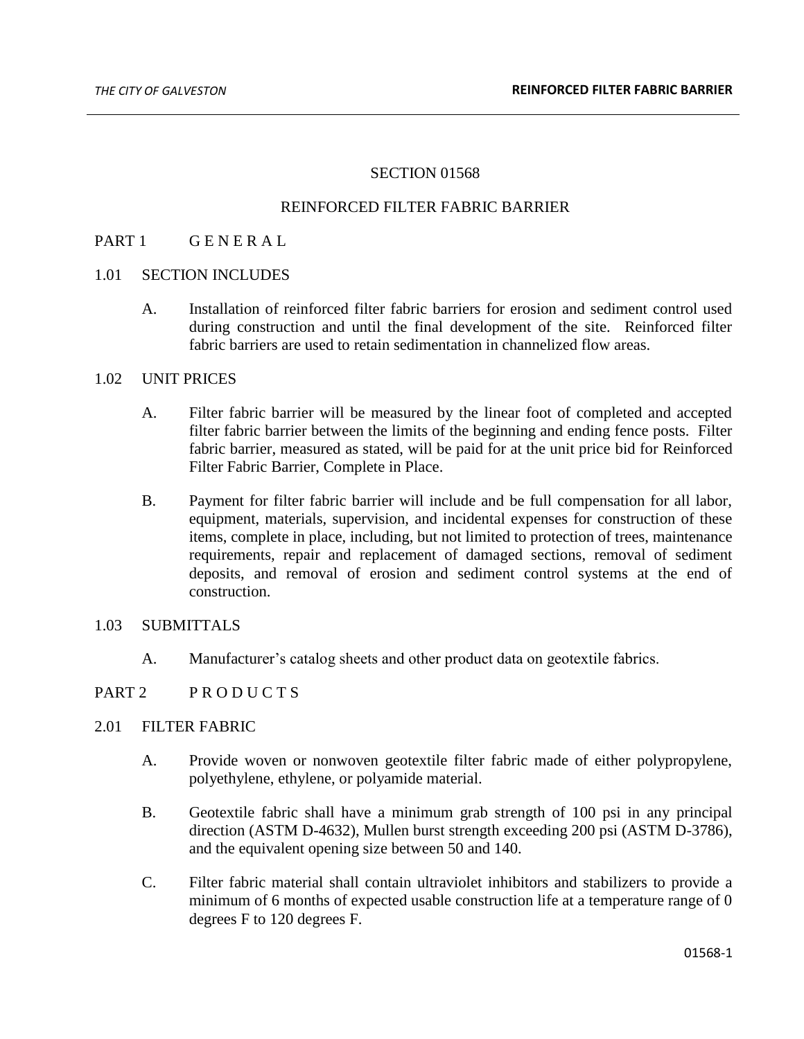# SECTION 01568

# REINFORCED FILTER FABRIC BARRIER

## PART 1 G E N E R A L

### 1.01 SECTION INCLUDES

A. Installation of reinforced filter fabric barriers for erosion and sediment control used during construction and until the final development of the site. Reinforced filter fabric barriers are used to retain sedimentation in channelized flow areas.

### 1.02 UNIT PRICES

A. Filter fabric barrier will be measured by the linear foot of completed and accepted filter fabric barrier between the limits of the beginning and ending fence posts. Filter fabric barrier, measured as stated, will be paid for at the unit price bid for Reinforced Filter Fabric Barrier, Complete in Place.

B. Payment for filter fabric barrier will include and be full compensation for all labor, equipment, materials, supervision, and incidental expenses for construction of these items, complete in place, including, but not limited to protection of trees, maintenance requirements, repair and replacement of damaged sections, removal of sediment deposits, and removal of erosion and sediment control systems at the end of construction.

### 1.03 SUBMITTALS

A. Manufacturer's catalog sheets and other product data on geotextile fabrics.

## PART 2 P R O D U C T S

### 2.01 FILTER FABRIC

A. Provide woven or nonwoven geotextile filter fabric made of either polypropylene, polyethylene, ethylene, or polyamide material.

B. Geotextile fabric shall have a minimum grab strength of 100 psi in any principal direction (ASTM D-4632), Mullen burst strength exceeding 200 psi (ASTM D-3786), and the equivalent opening size between 50 and 140.

C. Filter fabric material shall contain ultraviolet inhibitors and stabilizers to provide a minimum of 6 months of expected usable construction life at a temperature range of 0 degrees F to 120 degrees F.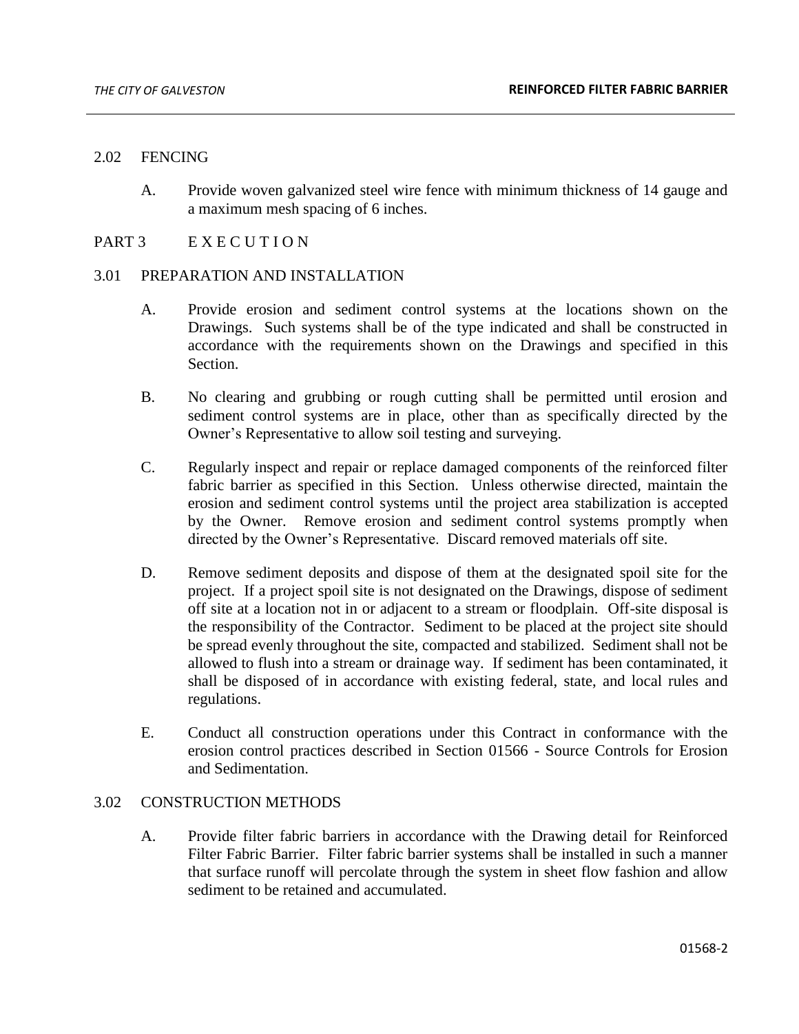### 2.02 FENCING

A. Provide woven galvanized steel wire fence with minimum thickness of 14 gauge and a maximum mesh spacing of 6 inches.

## PART 3 E X E C U T I O N

### 3.01 PREPARATION AND INSTALLATION

A. Provide erosion and sediment control systems at the locations shown on the Drawings. Such systems shall be of the type indicated and shall be constructed in accordance with the requirements shown on the Drawings and specified in this Section.

B. No clearing and grubbing or rough cutting shall be permitted until erosion and sediment control systems are in place, other than as specifically directed by the Owner's Representative to allow soil testing and surveying.

C. Regularly inspect and repair or replace damaged components of the reinforced filter fabric barrier as specified in this Section. Unless otherwise directed, maintain the erosion and sediment control systems until the project area stabilization is accepted by the Owner. Remove erosion and sediment control systems promptly when directed by the Owner's Representative. Discard removed materials off site.

D. Remove sediment deposits and dispose of them at the designated spoil site for the project. If a project spoil site is not designated on the Drawings, dispose of sediment off site at a location not in or adjacent to a stream or floodplain. Off-site disposal is the responsibility of the Contractor. Sediment to be placed at the project site should be spread evenly throughout the site, compacted and stabilized. Sediment shall not be allowed to flush into a stream or drainage way. If sediment has been contaminated, it shall be disposed of in accordance with existing federal, state, and local rules and regulations.

E. Conduct all construction operations under this Contract in conformance with the erosion control practices described in Section 01566 - Source Controls for Erosion and Sedimentation.

### 3.02 CONSTRUCTION METHODS

A. Provide filter fabric barriers in accordance with the Drawing detail for Reinforced Filter Fabric Barrier. Filter fabric barrier systems shall be installed in such a manner that surface runoff will percolate through the system in sheet flow fashion and allow sediment to be retained and accumulated.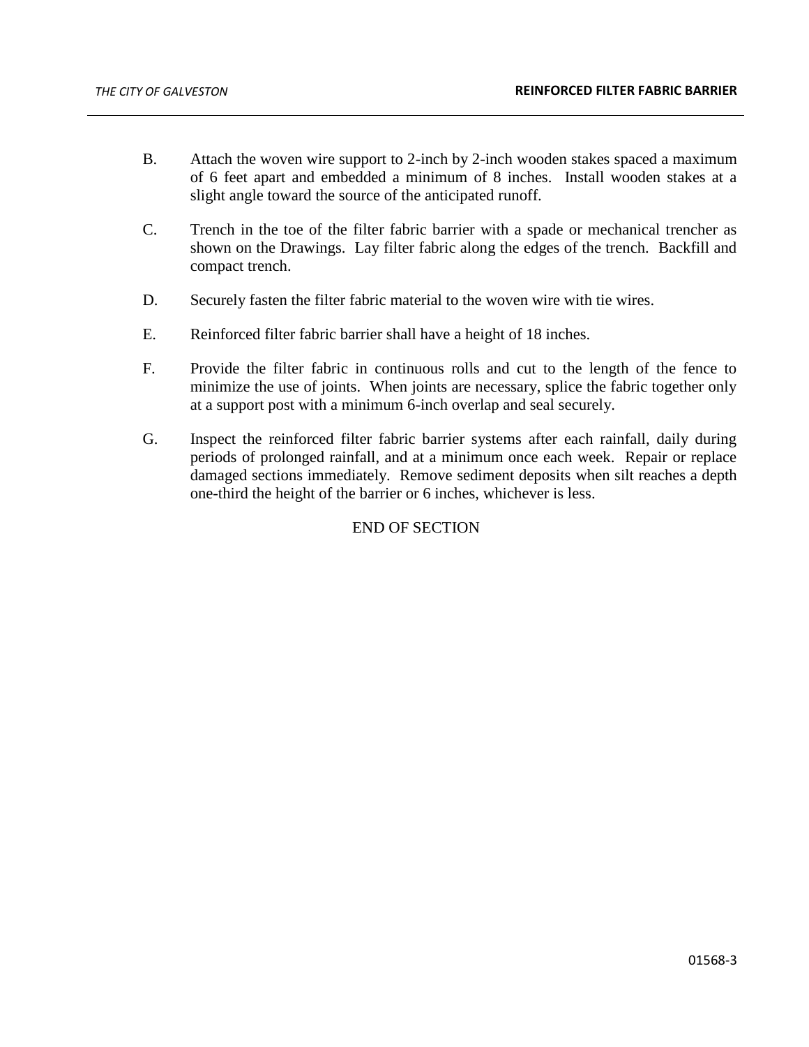B. Attach the woven wire support to 2-inch by 2-inch wooden stakes spaced a maximum of 6 feet apart and embedded a minimum of 8 inches. Install wooden stakes at a slight angle toward the source of the anticipated runoff.

C. Trench in the toe of the filter fabric barrier with a spade or mechanical trencher as shown on the Drawings. Lay filter fabric along the edges of the trench. Backfill and compact trench.

D. Securely fasten the filter fabric material to the woven wire with tie wires.

E. Reinforced filter fabric barrier shall have a height of 18 inches.

F. Provide the filter fabric in continuous rolls and cut to the length of the fence to minimize the use of joints. When joints are necessary, splice the fabric together only at a support post with a minimum 6-inch overlap and seal securely.

G. Inspect the reinforced filter fabric barrier systems after each rainfall, daily during periods of prolonged rainfall, and at a minimum once each week. Repair or replace damaged sections immediately. Remove sediment deposits when silt reaches a depth one-third the height of the barrier or 6 inches, whichever is less.

END OF SECTION